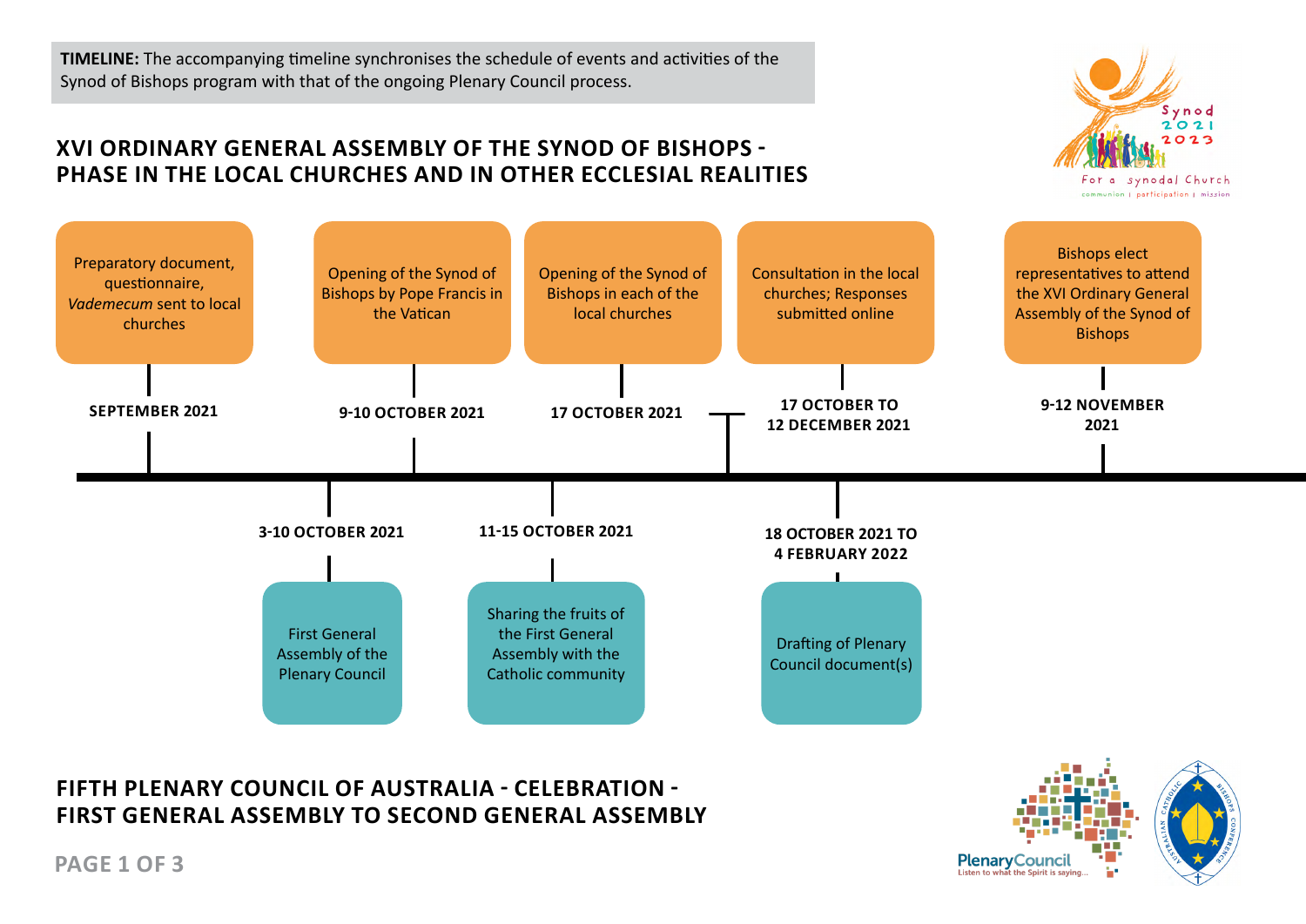**TIMELINE:** The accompanying timeline synchronises the schedule of events and activities of the Synod of Bishops program with that of the ongoing Plenary Council process.

## XVI ORDINARY GENERAL ASSEMBLY OF THE SYNOD OF BISHOPS - PHASE IN THE LOCAL CHURCHES AND IN OTHER ECCLESIAL REALITIES

- **SEPTEMBER 2021** – Preparatory document, questionnaire, *Vademecum* sent to local churches
- **9-10 OCTOBER 2021** – Opening of the Synod of Bishops by Pope Francis in the Vatican
- **17 OCTOBER 2021** – Opening of the Synod of Bishops in each of the local churches
- **17 OCTOBER TO 12 DECEMBER 2021** – Consultation in the local churches; Responses submitted online
- **9-12 NOVEMBER 2021** – Bishops elect representatives to attend the XVI Ordinary General Assembly of the Synod of Bishops

## FIFTH PLENARY COUNCIL OF AUSTRALIA - CELEBRATION - FIRST GENERAL ASSEMBLY TO SECOND GENERAL ASSEMBLY

- **3-10 OCTOBER 2021** – First General Assembly of the Plenary Council
- **11-15 OCTOBER 2021** – Sharing the fruits of the First General Assembly with the Catholic community
- **18 OCTOBER 2021 TO 4 FEBRUARY 2022** – Drafting of Plenary Council document(s)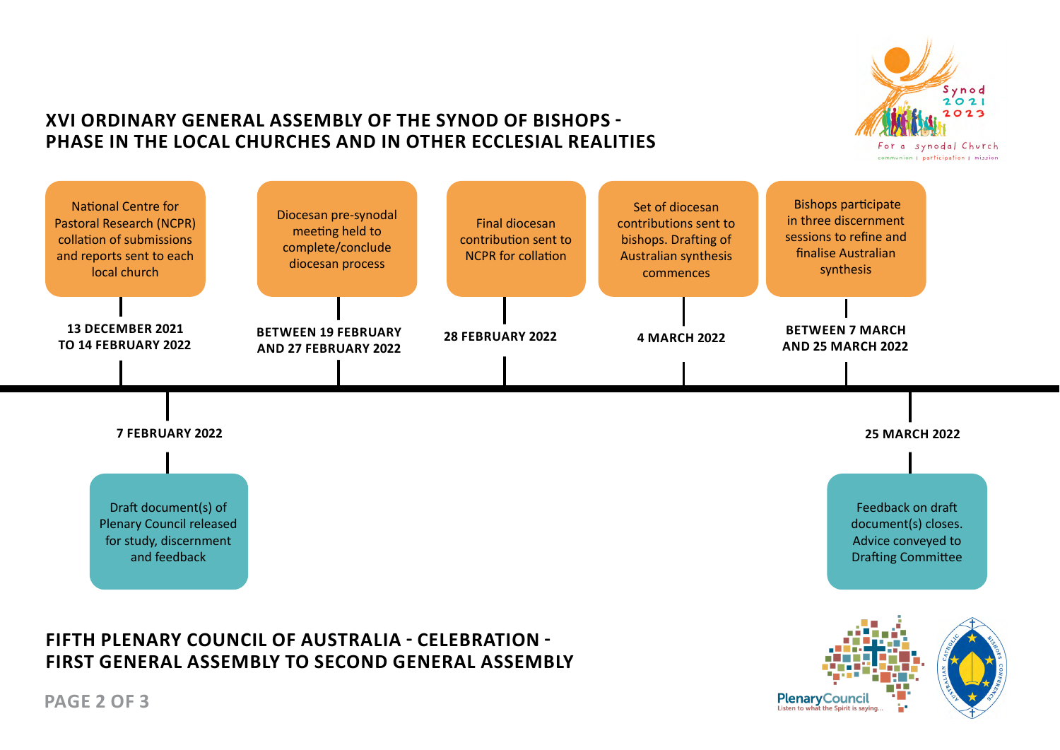## XVI ORDINARY GENERAL ASSEMBLY OF THE SYNOD OF BISHOPS - PHASE IN THE LOCAL CHURCHES AND IN OTHER ECCLESIAL REALITIES

**13 DECEMBER 2021 TO 14 FEBRUARY 2022**

National Centre for Pastoral Research (NCPR) collation of submissions and reports sent to each local church

**BETWEEN 19 FEBRUARY AND 27 FEBRUARY 2022**

Diocesan pre-synodal meeting held to complete/conclude diocesan process

**28 FEBRUARY 2022**

Final diocesan contribution sent to NCPR for collation

**4 MARCH 2022**

Set of diocesan contributions sent to bishops. Drafting of Australian synthesis commences

**BETWEEN 7 MARCH AND 25 MARCH 2022**

Bishops participate in three discernment sessions to refine and finalise Australian synthesis

## FIFTH PLENARY COUNCIL OF AUSTRALIA - CELEBRATION - FIRST GENERAL ASSEMBLY TO SECOND GENERAL ASSEMBLY

**7 FEBRUARY 2022**

Draft document(s) of Plenary Council released for study, discernment and feedback

**25 MARCH 2022**

Feedback on draft document(s) closes. Advice conveyed to Drafting Committee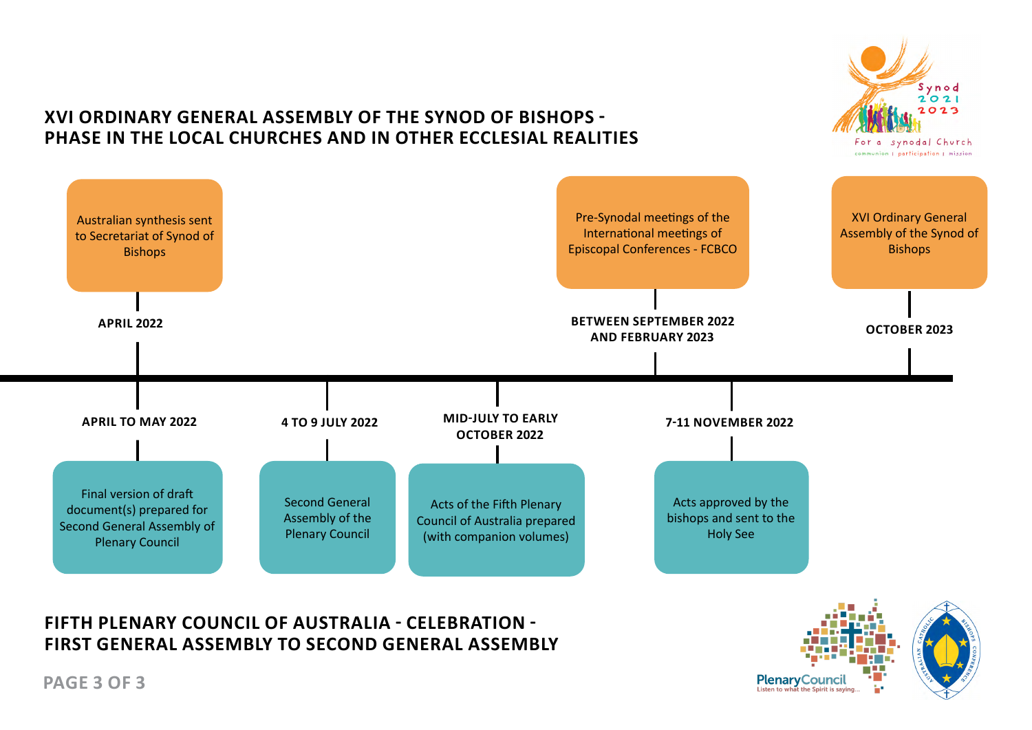## XVI ORDINARY GENERAL ASSEMBLY OF THE SYNOD OF BISHOPS - PHASE IN THE LOCAL CHURCHES AND IN OTHER ECCLESIAL REALITIES

Synod 2021 2023

For a synodal Church

communion | participation | mission

Australian synthesis sent to Secretariat of Synod of Bishops

**APRIL 2022**

Pre-Synodal meetings of the International meetings of Episcopal Conferences - FCBCO

**BETWEEN SEPTEMBER 2022 AND FEBRUARY 2023**

XVI Ordinary General Assembly of the Synod of Bishops

**OCTOBER 2023**

**APRIL TO MAY 2022**

Final version of draft document(s) prepared for Second General Assembly of Plenary Council

**4 TO 9 JULY 2022**

Second General Assembly of the Plenary Council

**MID-JULY TO EARLY OCTOBER 2022**

Acts of the Fifth Plenary Council of Australia prepared (with companion volumes)

**7-11 NOVEMBER 2022**

Acts approved by the bishops and sent to the Holy See

## FIFTH PLENARY COUNCIL OF AUSTRALIA - CELEBRATION - FIRST GENERAL ASSEMBLY TO SECOND GENERAL ASSEMBLY

PlenaryCouncil

Listen to what the Spirit is saying...

Australian Catholic Bishops Conference